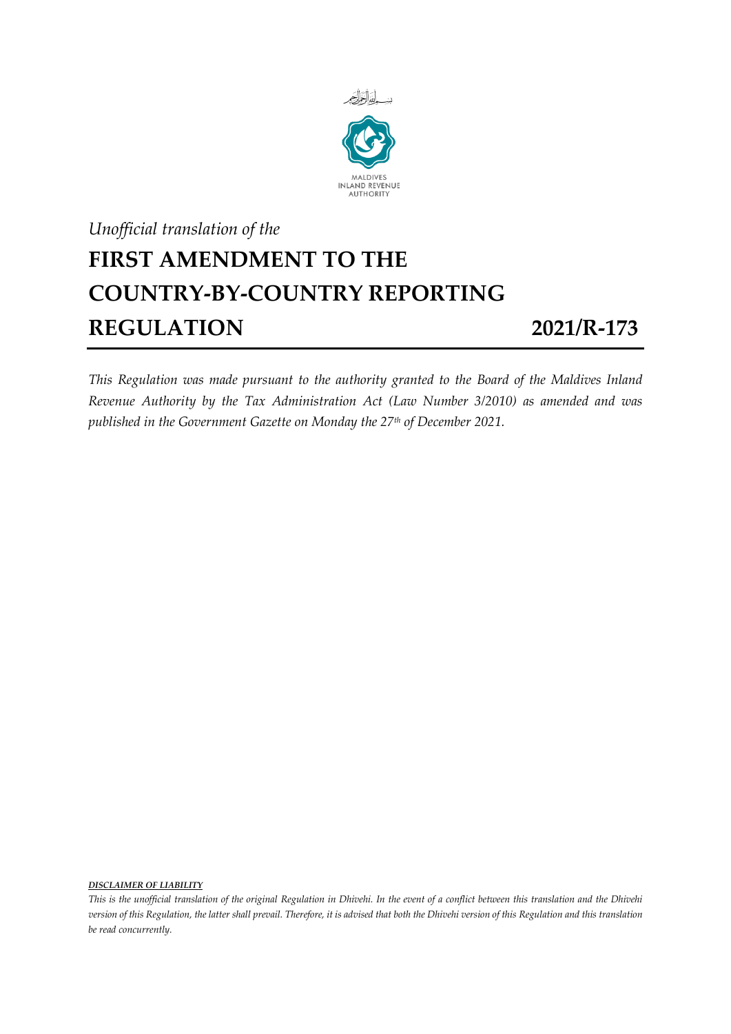بِسْمِ اللهِ الرَّحْمٰنِ الرَّحِيْمِ

MALDIVES
INLAND REVENUE
AUTHORITY

*Unofficial translation of the*

# FIRST AMENDMENT TO THE COUNTRY-BY-COUNTRY REPORTING REGULATION 2021/R-173

*This Regulation was made pursuant to the authority granted to the Board of the Maldives Inland Revenue Authority by the Tax Administration Act (Law Number 3/2010) as amended and was published in the Government Gazette on Monday the 27th of December 2021.*

***DISCLAIMER OF LIABILITY***

*This is the unofficial translation of the original Regulation in Dhivehi. In the event of a conflict between this translation and the Dhivehi version of this Regulation, the latter shall prevail. Therefore, it is advised that both the Dhivehi version of this Regulation and this translation be read concurrently.*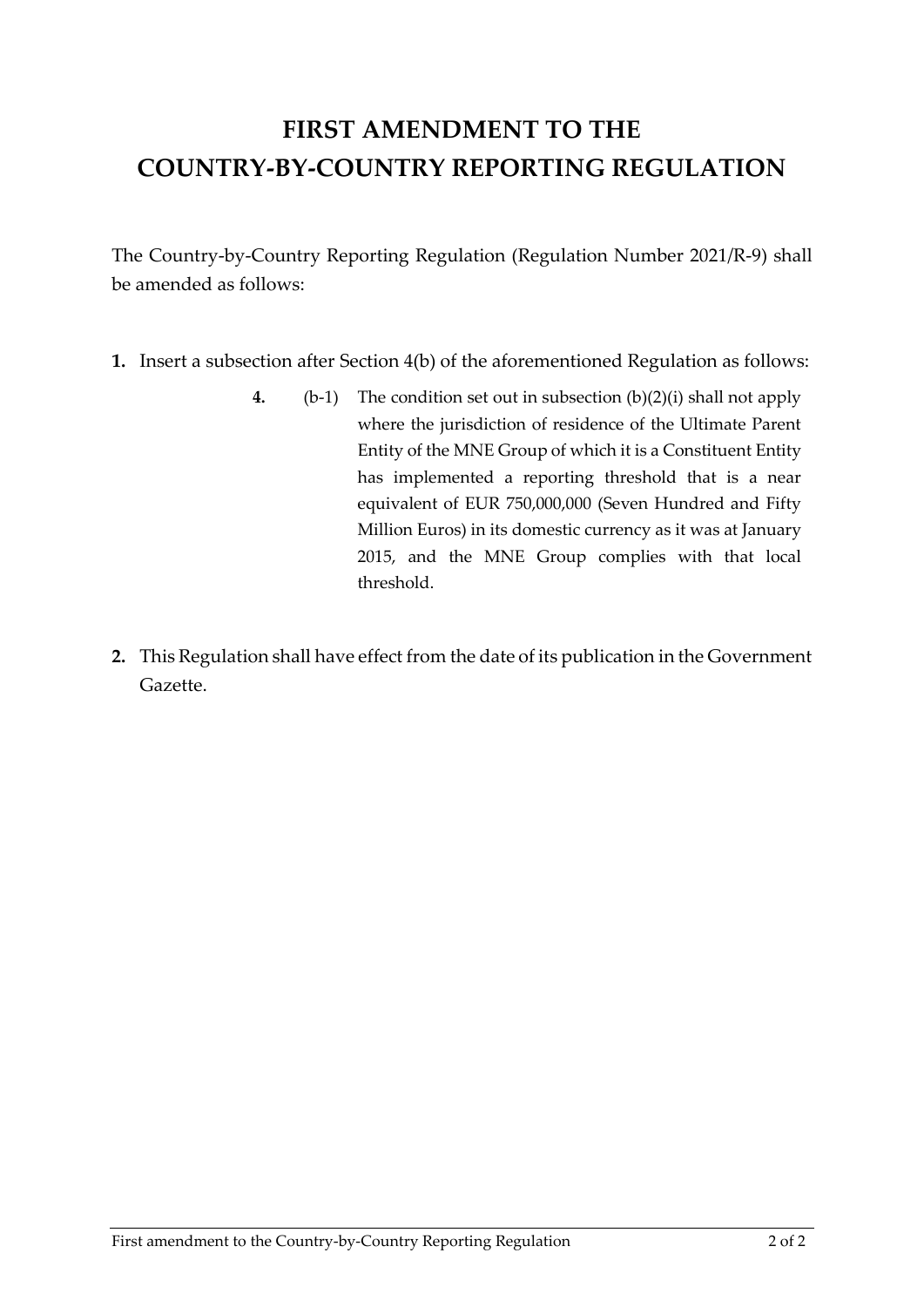# FIRST AMENDMENT TO THE COUNTRY-BY-COUNTRY REPORTING REGULATION

The Country-by-Country Reporting Regulation (Regulation Number 2021/R-9) shall be amended as follows:

**1.** Insert a subsection after Section 4(b) of the aforementioned Regulation as follows:

> **4.** (b-1) The condition set out in subsection (b)(2)(i) shall not apply where the jurisdiction of residence of the Ultimate Parent Entity of the MNE Group of which it is a Constituent Entity has implemented a reporting threshold that is a near equivalent of EUR 750,000,000 (Seven Hundred and Fifty Million Euros) in its domestic currency as it was at January 2015, and the MNE Group complies with that local threshold.

**2.** This Regulation shall have effect from the date of its publication in the Government Gazette.